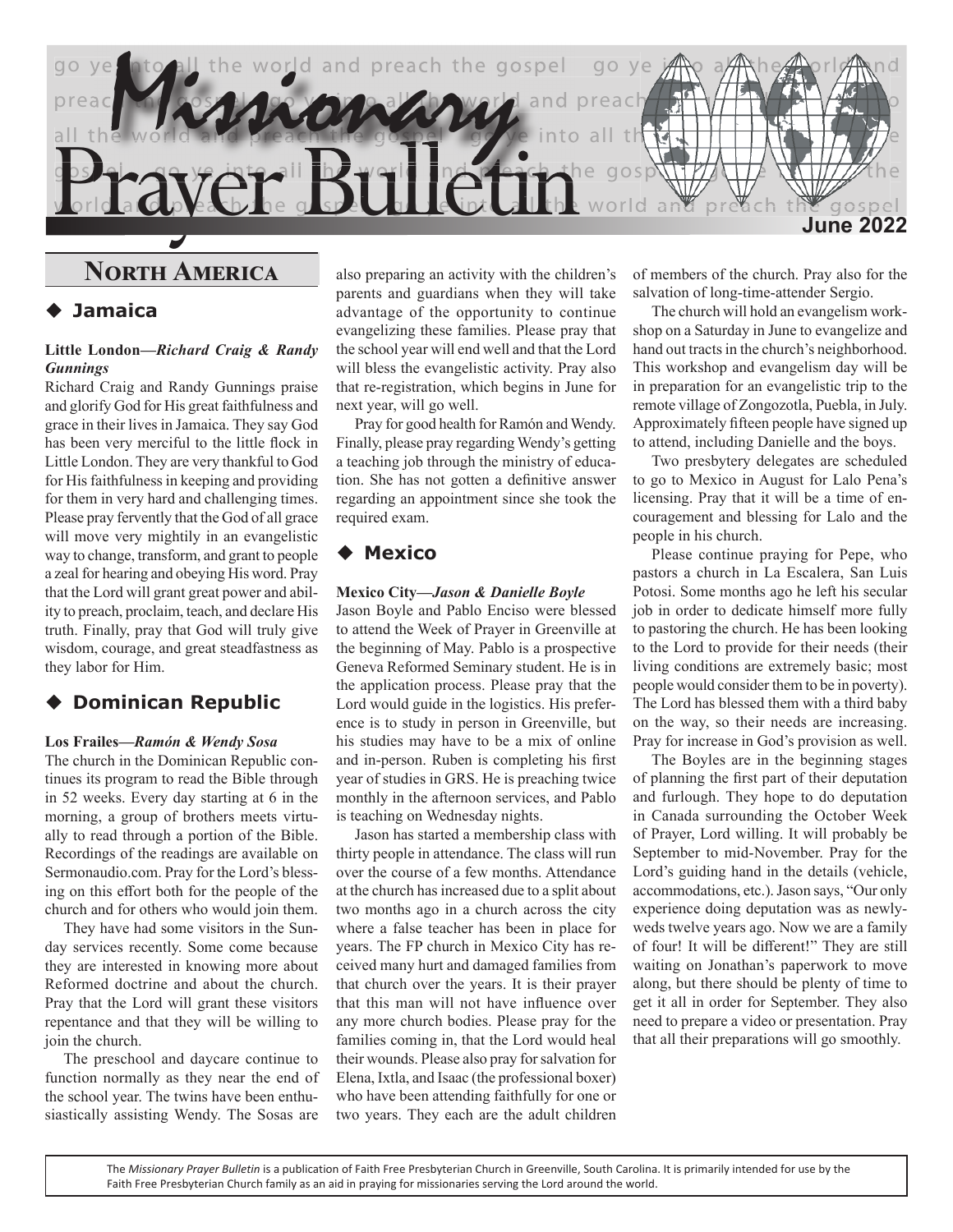# Missionary Prayer Bulletin

June 2022

## North America

### ◆ Jamaica

**Little London—*Richard Craig & Randy Gunnings***

Richard Craig and Randy Gunnings praise and glorify God for His great faithfulness and grace in their lives in Jamaica. They say God has been very merciful to the little flock in Little London. They are very thankful to God for His faithfulness in keeping and providing for them in very hard and challenging times. Please pray fervently that the God of all grace will move very mightily in an evangelistic way to change, transform, and grant to people a zeal for hearing and obeying His word. Pray that the Lord will grant great power and ability to preach, proclaim, teach, and declare His truth. Finally, pray that God will truly give wisdom, courage, and great steadfastness as they labor for Him.

### ◆ Dominican Republic

**Los Frailes—*Ramón & Wendy Sosa***

The church in the Dominican Republic continues its program to read the Bible through in 52 weeks. Every day starting at 6 in the morning, a group of brothers meets virtually to read through a portion of the Bible. Recordings of the readings are available on Sermonaudio.com. Pray for the Lord's blessing on this effort both for the people of the church and for others who would join them.

They have had some visitors in the Sunday services recently. Some come because they are interested in knowing more about Reformed doctrine and about the church. Pray that the Lord will grant these visitors repentance and that they will be willing to join the church.

The preschool and daycare continue to function normally as they near the end of the school year. The twins have been enthusiastically assisting Wendy. The Sosas are also preparing an activity with the children's parents and guardians when they will take advantage of the opportunity to continue evangelizing these families. Please pray that the school year will end well and that the Lord will bless the evangelistic activity. Pray also that re-registration, which begins in June for next year, will go well.

Pray for good health for Ramón and Wendy. Finally, please pray regarding Wendy's getting a teaching job through the ministry of education. She has not gotten a definitive answer regarding an appointment since she took the required exam.

### ◆ Mexico

**Mexico City—*Jason & Danielle Boyle***

Jason Boyle and Pablo Enciso were blessed to attend the Week of Prayer in Greenville at the beginning of May. Pablo is a prospective Geneva Reformed Seminary student. He is in the application process. Please pray that the Lord would guide in the logistics. His preference is to study in person in Greenville, but his studies may have to be a mix of online and in-person. Ruben is completing his first year of studies in GRS. He is preaching twice monthly in the afternoon services, and Pablo is teaching on Wednesday nights.

Jason has started a membership class with thirty people in attendance. The class will run over the course of a few months. Attendance at the church has increased due to a split about two months ago in a church across the city where a false teacher has been in place for years. The FP church in Mexico City has received many hurt and damaged families from that church over the years. It is their prayer that this man will not have influence over any more church bodies. Please pray for the families coming in, that the Lord would heal their wounds. Please also pray for salvation for Elena, Ixtla, and Isaac (the professional boxer) who have been attending faithfully for one or two years. They each are the adult children of members of the church. Pray also for the salvation of long-time-attender Sergio.

The church will hold an evangelism workshop on a Saturday in June to evangelize and hand out tracts in the church's neighborhood. This workshop and evangelism day will be in preparation for an evangelistic trip to the remote village of Zongozotla, Puebla, in July. Approximately fifteen people have signed up to attend, including Danielle and the boys.

Two presbytery delegates are scheduled to go to Mexico in August for Lalo Pena's licensing. Pray that it will be a time of encouragement and blessing for Lalo and the people in his church.

Please continue praying for Pepe, who pastors a church in La Escalera, San Luis Potosi. Some months ago he left his secular job in order to dedicate himself more fully to pastoring the church. He has been looking to the Lord to provide for their needs (their living conditions are extremely basic; most people would consider them to be in poverty). The Lord has blessed them with a third baby on the way, so their needs are increasing. Pray for increase in God's provision as well.

The Boyles are in the beginning stages of planning the first part of their deputation and furlough. They hope to do deputation in Canada surrounding the October Week of Prayer, Lord willing. It will probably be September to mid-November. Pray for the Lord's guiding hand in the details (vehicle, accommodations, etc.). Jason says, "Our only experience doing deputation was as newlyweds twelve years ago. Now we are a family of four! It will be different!" They are still waiting on Jonathan's paperwork to move along, but there should be plenty of time to get it all in order for September. They also need to prepare a video or presentation. Pray that all their preparations will go smoothly.

The *Missionary Prayer Bulletin* is a publication of Faith Free Presbyterian Church in Greenville, South Carolina. It is primarily intended for use by the Faith Free Presbyterian Church family as an aid in praying for missionaries serving the Lord around the world.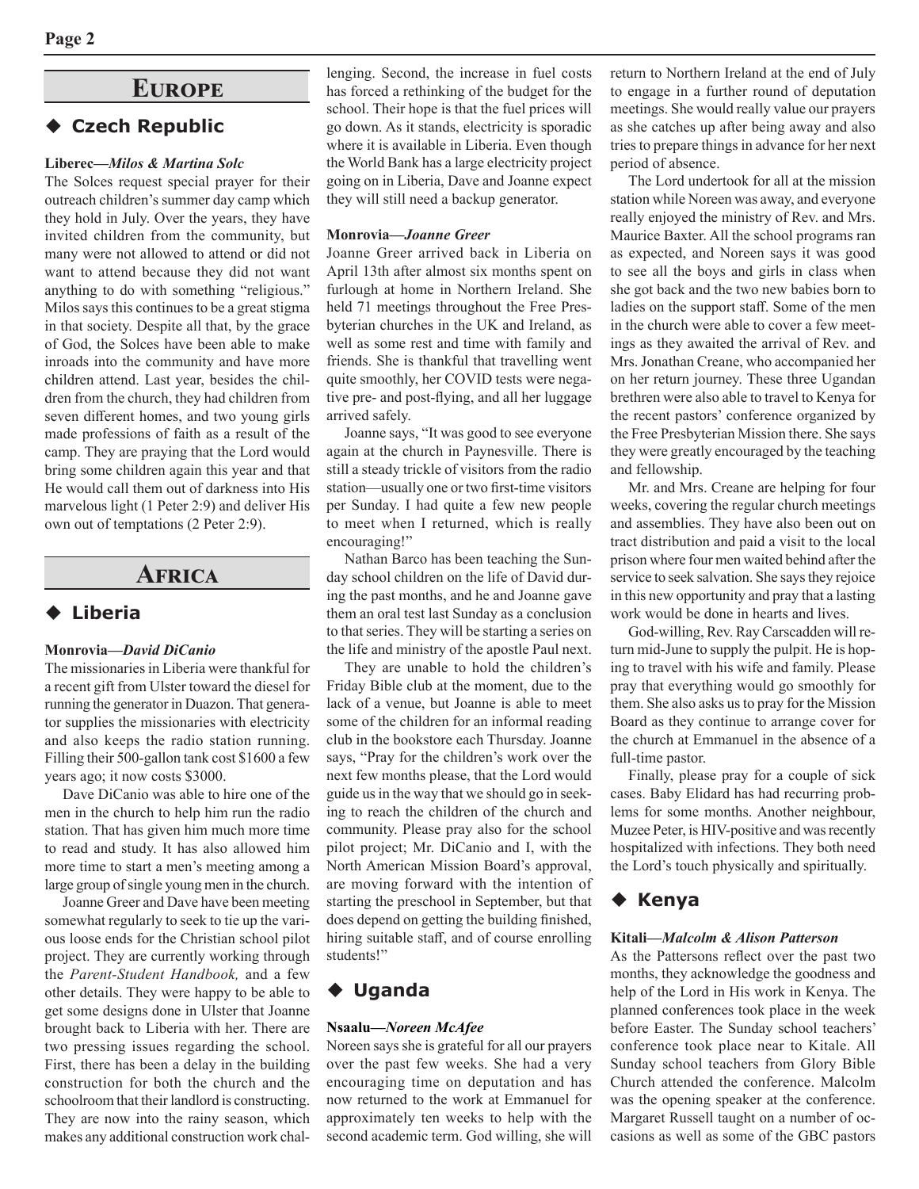# Europe

## ◆ Czech Republic

**Liberec—*Milos & Martina Solc***

The Solces request special prayer for their outreach children's summer day camp which they hold in July. Over the years, they have invited children from the community, but many were not allowed to attend or did not want to attend because they did not want anything to do with something "religious." Milos says this continues to be a great stigma in that society. Despite all that, by the grace of God, the Solces have been able to make inroads into the community and have more children attend. Last year, besides the children from the church, they had children from seven different homes, and two young girls made professions of faith as a result of the camp. They are praying that the Lord would bring some children again this year and that He would call them out of darkness into His marvelous light (1 Peter 2:9) and deliver His own out of temptations (2 Peter 2:9).

# Africa

## ◆ Liberia

**Monrovia—*David DiCanio***

The missionaries in Liberia were thankful for a recent gift from Ulster toward the diesel for running the generator in Duazon. That generator supplies the missionaries with electricity and also keeps the radio station running. Filling their 500-gallon tank cost $1600 a few years ago; it now costs $3000.

Dave DiCanio was able to hire one of the men in the church to help him run the radio station. That has given him much more time to read and study. It has also allowed him more time to start a men's meeting among a large group of single young men in the church.

Joanne Greer and Dave have been meeting somewhat regularly to seek to tie up the various loose ends for the Christian school pilot project. They are currently working through the *Parent-Student Handbook,* and a few other details. They were happy to be able to get some designs done in Ulster that Joanne brought back to Liberia with her. There are two pressing issues regarding the school. First, there has been a delay in the building construction for both the church and the schoolroom that their landlord is constructing. They are now into the rainy season, which makes any additional construction work challenging. Second, the increase in fuel costs has forced a rethinking of the budget for the school. Their hope is that the fuel prices will go down. As it stands, electricity is sporadic where it is available in Liberia. Even though the World Bank has a large electricity project going on in Liberia, Dave and Joanne expect they will still need a backup generator.

**Monrovia—*Joanne Greer***

Joanne Greer arrived back in Liberia on April 13th after almost six months spent on furlough at home in Northern Ireland. She held 71 meetings throughout the Free Presbyterian churches in the UK and Ireland, as well as some rest and time with family and friends. She is thankful that travelling went quite smoothly, her COVID tests were negative pre- and post-flying, and all her luggage arrived safely.

Joanne says, "It was good to see everyone again at the church in Paynesville. There is still a steady trickle of visitors from the radio station—usually one or two first-time visitors per Sunday. I had quite a few new people to meet when I returned, which is really encouraging!"

Nathan Barco has been teaching the Sunday school children on the life of David during the past months, and he and Joanne gave them an oral test last Sunday as a conclusion to that series. They will be starting a series on the life and ministry of the apostle Paul next.

They are unable to hold the children's Friday Bible club at the moment, due to the lack of a venue, but Joanne is able to meet some of the children for an informal reading club in the bookstore each Thursday. Joanne says, "Pray for the children's work over the next few months please, that the Lord would guide us in the way that we should go in seeking to reach the children of the church and community. Please pray also for the school pilot project; Mr. DiCanio and I, with the North American Mission Board's approval, are moving forward with the intention of starting the preschool in September, but that does depend on getting the building finished, hiring suitable staff, and of course enrolling students!"

## ◆ Uganda

**Nsaalu—*Noreen McAfee***

Noreen says she is grateful for all our prayers over the past few weeks. She had a very encouraging time on deputation and has now returned to the work at Emmanuel for approximately ten weeks to help with the second academic term. God willing, she will return to Northern Ireland at the end of July to engage in a further round of deputation meetings. She would really value our prayers as she catches up after being away and also tries to prepare things in advance for her next period of absence.

The Lord undertook for all at the mission station while Noreen was away, and everyone really enjoyed the ministry of Rev. and Mrs. Maurice Baxter. All the school programs ran as expected, and Noreen says it was good to see all the boys and girls in class when she got back and the two new babies born to ladies on the support staff. Some of the men in the church were able to cover a few meetings as they awaited the arrival of Rev. and Mrs. Jonathan Creane, who accompanied her on her return journey. These three Ugandan brethren were also able to travel to Kenya for the recent pastors' conference organized by the Free Presbyterian Mission there. She says they were greatly encouraged by the teaching and fellowship.

Mr. and Mrs. Creane are helping for four weeks, covering the regular church meetings and assemblies. They have also been out on tract distribution and paid a visit to the local prison where four men waited behind after the service to seek salvation. She says they rejoice in this new opportunity and pray that a lasting work would be done in hearts and lives.

God-willing, Rev. Ray Carscadden will return mid-June to supply the pulpit. He is hoping to travel with his wife and family. Please pray that everything would go smoothly for them. She also asks us to pray for the Mission Board as they continue to arrange cover for the church at Emmanuel in the absence of a full-time pastor.

Finally, please pray for a couple of sick cases. Baby Elidard has had recurring problems for some months. Another neighbour, Muzee Peter, is HIV-positive and was recently hospitalized with infections. They both need the Lord's touch physically and spiritually.

## ◆ Kenya

**Kitali—*Malcolm & Alison Patterson***

As the Pattersons reflect over the past two months, they acknowledge the goodness and help of the Lord in His work in Kenya. The planned conferences took place in the week before Easter. The Sunday school teachers' conference took place near to Kitale. All Sunday school teachers from Glory Bible Church attended the conference. Malcolm was the opening speaker at the conference. Margaret Russell taught on a number of occasions as well as some of the GBC pastors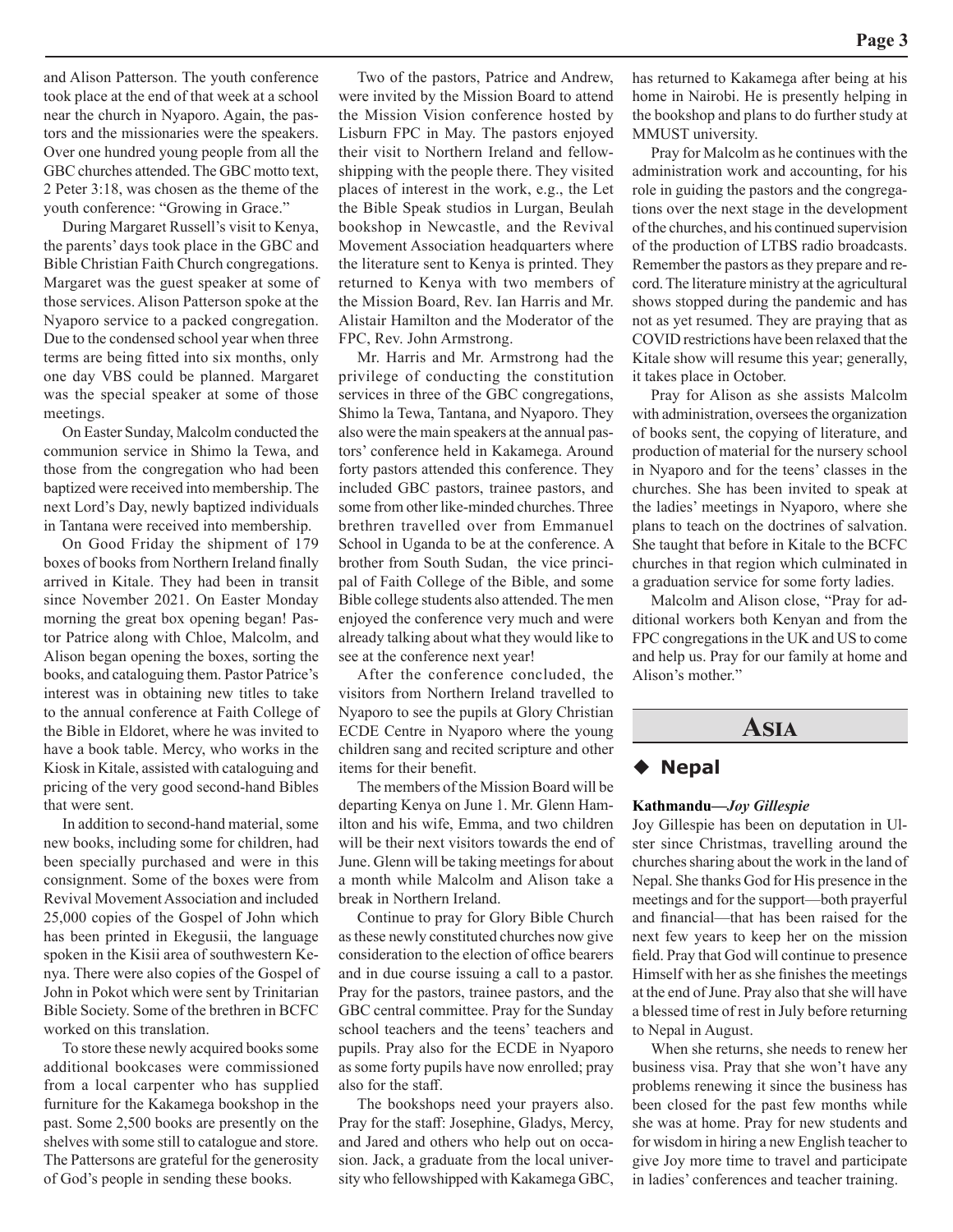and Alison Patterson. The youth conference took place at the end of that week at a school near the church in Nyaporo. Again, the pastors and the missionaries were the speakers. Over one hundred young people from all the GBC churches attended. The GBC motto text, 2 Peter 3:18, was chosen as the theme of the youth conference: "Growing in Grace."

During Margaret Russell's visit to Kenya, the parents' days took place in the GBC and Bible Christian Faith Church congregations. Margaret was the guest speaker at some of those services. Alison Patterson spoke at the Nyaporo service to a packed congregation. Due to the condensed school year when three terms are being fitted into six months, only one day VBS could be planned. Margaret was the special speaker at some of those meetings.

On Easter Sunday, Malcolm conducted the communion service in Shimo la Tewa, and those from the congregation who had been baptized were received into membership. The next Lord's Day, newly baptized individuals in Tantana were received into membership.

On Good Friday the shipment of 179 boxes of books from Northern Ireland finally arrived in Kitale. They had been in transit since November 2021. On Easter Monday morning the great box opening began! Pastor Patrice along with Chloe, Malcolm, and Alison began opening the boxes, sorting the books, and cataloguing them. Pastor Patrice's interest was in obtaining new titles to take to the annual conference at Faith College of the Bible in Eldoret, where he was invited to have a book table. Mercy, who works in the Kiosk in Kitale, assisted with cataloguing and pricing of the very good second-hand Bibles that were sent.

In addition to second-hand material, some new books, including some for children, had been specially purchased and were in this consignment. Some of the boxes were from Revival Movement Association and included 25,000 copies of the Gospel of John which has been printed in Ekegusii, the language spoken in the Kisii area of southwestern Kenya. There were also copies of the Gospel of John in Pokot which were sent by Trinitarian Bible Society. Some of the brethren in BCFC worked on this translation.

To store these newly acquired books some additional bookcases were commissioned from a local carpenter who has supplied furniture for the Kakamega bookshop in the past. Some 2,500 books are presently on the shelves with some still to catalogue and store. The Pattersons are grateful for the generosity of God's people in sending these books.

Two of the pastors, Patrice and Andrew, were invited by the Mission Board to attend the Mission Vision conference hosted by Lisburn FPC in May. The pastors enjoyed their visit to Northern Ireland and fellowshipping with the people there. They visited places of interest in the work, e.g., the Let the Bible Speak studios in Lurgan, Beulah bookshop in Newcastle, and the Revival Movement Association headquarters where the literature sent to Kenya is printed. They returned to Kenya with two members of the Mission Board, Rev. Ian Harris and Mr. Alistair Hamilton and the Moderator of the FPC, Rev. John Armstrong.

Mr. Harris and Mr. Armstrong had the privilege of conducting the constitution services in three of the GBC congregations, Shimo la Tewa, Tantana, and Nyaporo. They also were the main speakers at the annual pastors' conference held in Kakamega. Around forty pastors attended this conference. They included GBC pastors, trainee pastors, and some from other like-minded churches. Three brethren travelled over from Emmanuel School in Uganda to be at the conference. A brother from South Sudan, the vice principal of Faith College of the Bible, and some Bible college students also attended. The men enjoyed the conference very much and were already talking about what they would like to see at the conference next year!

After the conference concluded, the visitors from Northern Ireland travelled to Nyaporo to see the pupils at Glory Christian ECDE Centre in Nyaporo where the young children sang and recited scripture and other items for their benefit.

The members of the Mission Board will be departing Kenya on June 1. Mr. Glenn Hamilton and his wife, Emma, and two children will be their next visitors towards the end of June. Glenn will be taking meetings for about a month while Malcolm and Alison take a break in Northern Ireland.

Continue to pray for Glory Bible Church as these newly constituted churches now give consideration to the election of office bearers and in due course issuing a call to a pastor. Pray for the pastors, trainee pastors, and the GBC central committee. Pray for the Sunday school teachers and the teens' teachers and pupils. Pray also for the ECDE in Nyaporo as some forty pupils have now enrolled; pray also for the staff.

The bookshops need your prayers also. Pray for the staff: Josephine, Gladys, Mercy, and Jared and others who help out on occasion. Jack, a graduate from the local university who fellowshipped with Kakamega GBC, has returned to Kakamega after being at his home in Nairobi. He is presently helping in the bookshop and plans to do further study at MMUST university.

Pray for Malcolm as he continues with the administration work and accounting, for his role in guiding the pastors and the congregations over the next stage in the development of the churches, and his continued supervision of the production of LTBS radio broadcasts. Remember the pastors as they prepare and record. The literature ministry at the agricultural shows stopped during the pandemic and has not as yet resumed. They are praying that as COVID restrictions have been relaxed that the Kitale show will resume this year; generally, it takes place in October.

Pray for Alison as she assists Malcolm with administration, oversees the organization of books sent, the copying of literature, and production of material for the nursery school in Nyaporo and for the teens' classes in the churches. She has been invited to speak at the ladies' meetings in Nyaporo, where she plans to teach on the doctrines of salvation. She taught that before in Kitale to the BCFC churches in that region which culminated in a graduation service for some forty ladies.

Malcolm and Alison close, "Pray for additional workers both Kenyan and from the FPC congregations in the UK and US to come and help us. Pray for our family at home and Alison's mother."

## Asia

### ◆ Nepal

**Kathmandu—*Joy Gillespie***

Joy Gillespie has been on deputation in Ulster since Christmas, travelling around the churches sharing about the work in the land of Nepal. She thanks God for His presence in the meetings and for the support—both prayerful and financial—that has been raised for the next few years to keep her on the mission field. Pray that God will continue to presence Himself with her as she finishes the meetings at the end of June. Pray also that she will have a blessed time of rest in July before returning to Nepal in August.

When she returns, she needs to renew her business visa. Pray that she won't have any problems renewing it since the business has been closed for the past few months while she was at home. Pray for new students and for wisdom in hiring a new English teacher to give Joy more time to travel and participate in ladies' conferences and teacher training.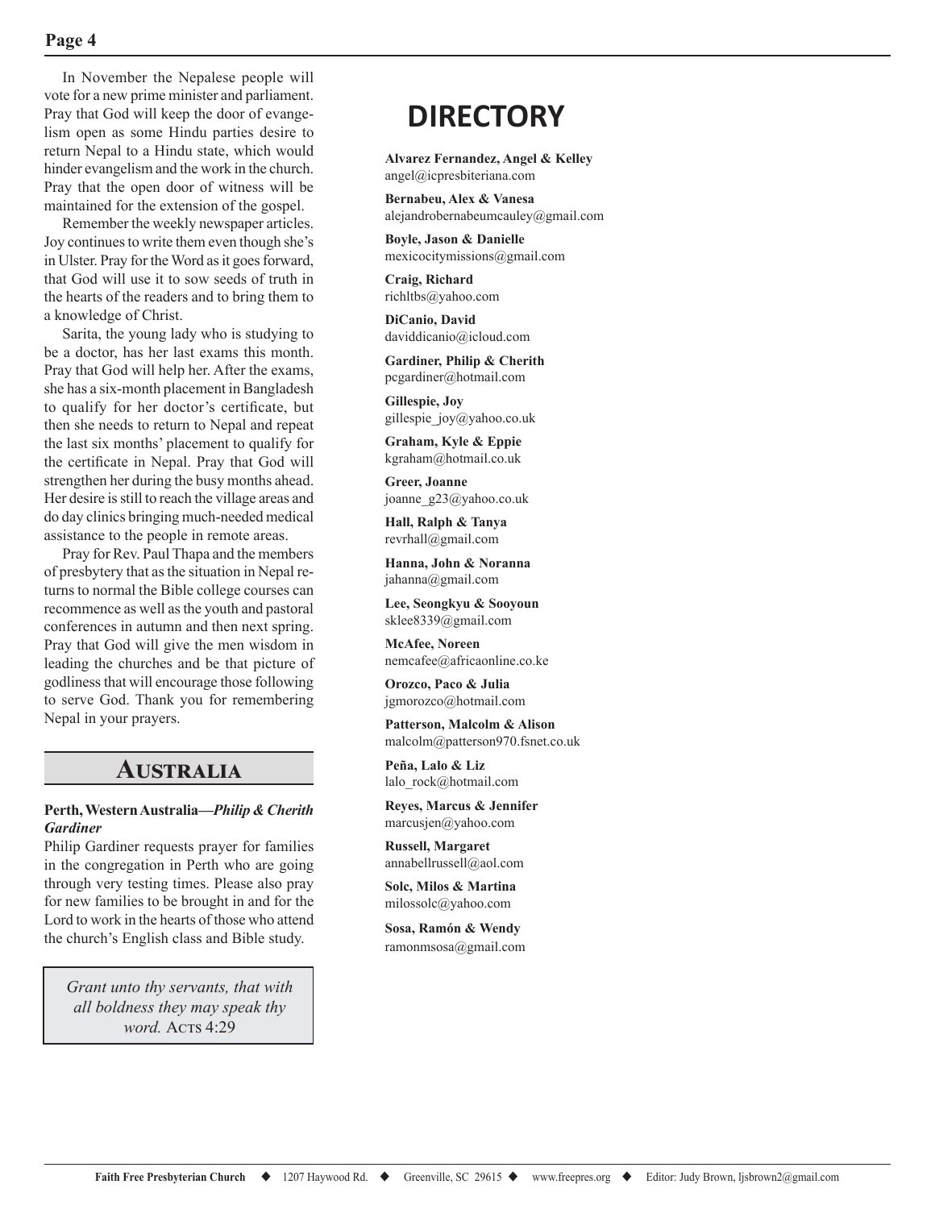In November the Nepalese people will vote for a new prime minister and parliament. Pray that God will keep the door of evangelism open as some Hindu parties desire to return Nepal to a Hindu state, which would hinder evangelism and the work in the church. Pray that the open door of witness will be maintained for the extension of the gospel.

Remember the weekly newspaper articles. Joy continues to write them even though she's in Ulster. Pray for the Word as it goes forward, that God will use it to sow seeds of truth in the hearts of the readers and to bring them to a knowledge of Christ.

Sarita, the young lady who is studying to be a doctor, has her last exams this month. Pray that God will help her. After the exams, she has a six-month placement in Bangladesh to qualify for her doctor's certificate, but then she needs to return to Nepal and repeat the last six months' placement to qualify for the certificate in Nepal. Pray that God will strengthen her during the busy months ahead. Her desire is still to reach the village areas and do day clinics bringing much-needed medical assistance to the people in remote areas.

Pray for Rev. Paul Thapa and the members of presbytery that as the situation in Nepal returns to normal the Bible college courses can recommence as well as the youth and pastoral conferences in autumn and then next spring. Pray that God will give the men wisdom in leading the churches and be that picture of godliness that will encourage those following to serve God. Thank you for remembering Nepal in your prayers.

## Australia

**Perth, Western Australia—*Philip & Cherith Gardiner***

Philip Gardiner requests prayer for families in the congregation in Perth who are going through very testing times. Please also pray for new families to be brought in and for the Lord to work in the hearts of those who attend the church's English class and Bible study.

> *Grant unto thy servants, that with all boldness they may speak thy word.* Acts 4:29

# DIRECTORY

**Alvarez Fernandez, Angel & Kelley**
angel@icpresbiteriana.com

**Bernabeu, Alex & Vanesa**
alejandrobernabeumcauley@gmail.com

**Boyle, Jason & Danielle**
mexicocitymissions@gmail.com

**Craig, Richard**
richltbs@yahoo.com

**DiCanio, David**
daviddicanio@icloud.com

**Gardiner, Philip & Cherith**
pcgardiner@hotmail.com

**Gillespie, Joy**
gillespie_joy@yahoo.co.uk

**Graham, Kyle & Eppie**
kgraham@hotmail.co.uk

**Greer, Joanne**
joanne_g23@yahoo.co.uk

**Hall, Ralph & Tanya**
revrhall@gmail.com

**Hanna, John & Noranna**
jahanna@gmail.com

**Lee, Seongkyu & Sooyoun**
sklee8339@gmail.com

**McAfee, Noreen**
nemcafee@africaonline.co.ke

**Orozco, Paco & Julia**
jgmorozco@hotmail.com

**Patterson, Malcolm & Alison**
malcolm@patterson970.fsnet.co.uk

**Peña, Lalo & Liz**
lalo_rock@hotmail.com

**Reyes, Marcus & Jennifer**
marcusjen@yahoo.com

**Russell, Margaret**
annabellrussell@aol.com

**Solc, Milos & Martina**
milossolc@yahoo.com

**Sosa, Ramón & Wendy**
ramonmsosa@gmail.com

**Faith Free Presbyterian Church** ◆ 1207 Haywood Rd. ◆ Greenville, SC 29615 ◆ www.freepres.org ◆ Editor: Judy Brown, ljsbrown2@gmail.com